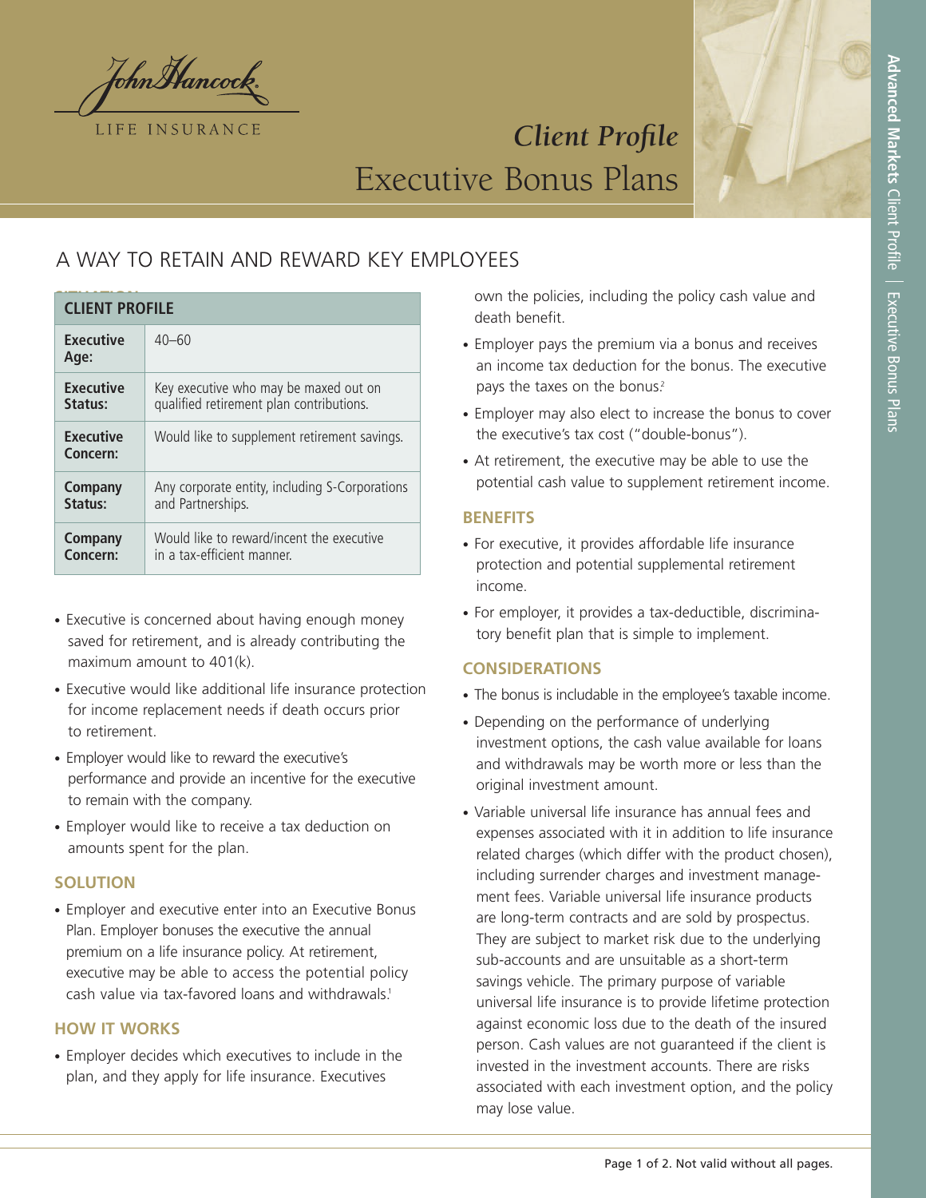# Client Profile
## Executive Bonus Plans

## A WAY TO RETAIN AND REWARD KEY EMPLOYEES

| CLIENT PROFILE | |
|---|---|
| **Executive Age:** | 40–60 |
| **Executive Status:** | Key executive who may be maxed out on qualified retirement plan contributions. |
| **Executive Concern:** | Would like to supplement retirement savings. |
| **Company Status:** | Any corporate entity, including S-Corporations and Partnerships. |
| **Company Concern:** | Would like to reward/incent the executive in a tax-efficient manner. |

- Executive is concerned about having enough money saved for retirement, and is already contributing the maximum amount to 401(k).
- Executive would like additional life insurance protection for income replacement needs if death occurs prior to retirement.
- Employer would like to reward the executive's performance and provide an incentive for the executive to remain with the company.
- Employer would like to receive a tax deduction on amounts spent for the plan.

### SOLUTION

- Employer and executive enter into an Executive Bonus Plan. Employer bonuses the executive the annual premium on a life insurance policy. At retirement, executive may be able to access the potential policy cash value via tax-favored loans and withdrawals.[1]

### HOW IT WORKS

- Employer decides which executives to include in the plan, and they apply for life insurance. Executives own the policies, including the policy cash value and death benefit.
- Employer pays the premium via a bonus and receives an income tax deduction for the bonus. The executive pays the taxes on the bonus.[2]
- Employer may also elect to increase the bonus to cover the executive's tax cost ("double-bonus").
- At retirement, the executive may be able to use the potential cash value to supplement retirement income.

### BENEFITS

- For executive, it provides affordable life insurance protection and potential supplemental retirement income.
- For employer, it provides a tax-deductible, discriminatory benefit plan that is simple to implement.

### CONSIDERATIONS

- The bonus is includable in the employee's taxable income.
- Depending on the performance of underlying investment options, the cash value available for loans and withdrawals may be worth more or less than the original investment amount.
- Variable universal life insurance has annual fees and expenses associated with it in addition to life insurance related charges (which differ with the product chosen), including surrender charges and investment management fees. Variable universal life insurance products are long-term contracts and are sold by prospectus. They are subject to market risk due to the underlying sub-accounts and are unsuitable as a short-term savings vehicle. The primary purpose of variable universal life insurance is to provide lifetime protection against economic loss due to the death of the insured person. Cash values are not guaranteed if the client is invested in the investment accounts. There are risks associated with each investment option, and the policy may lose value.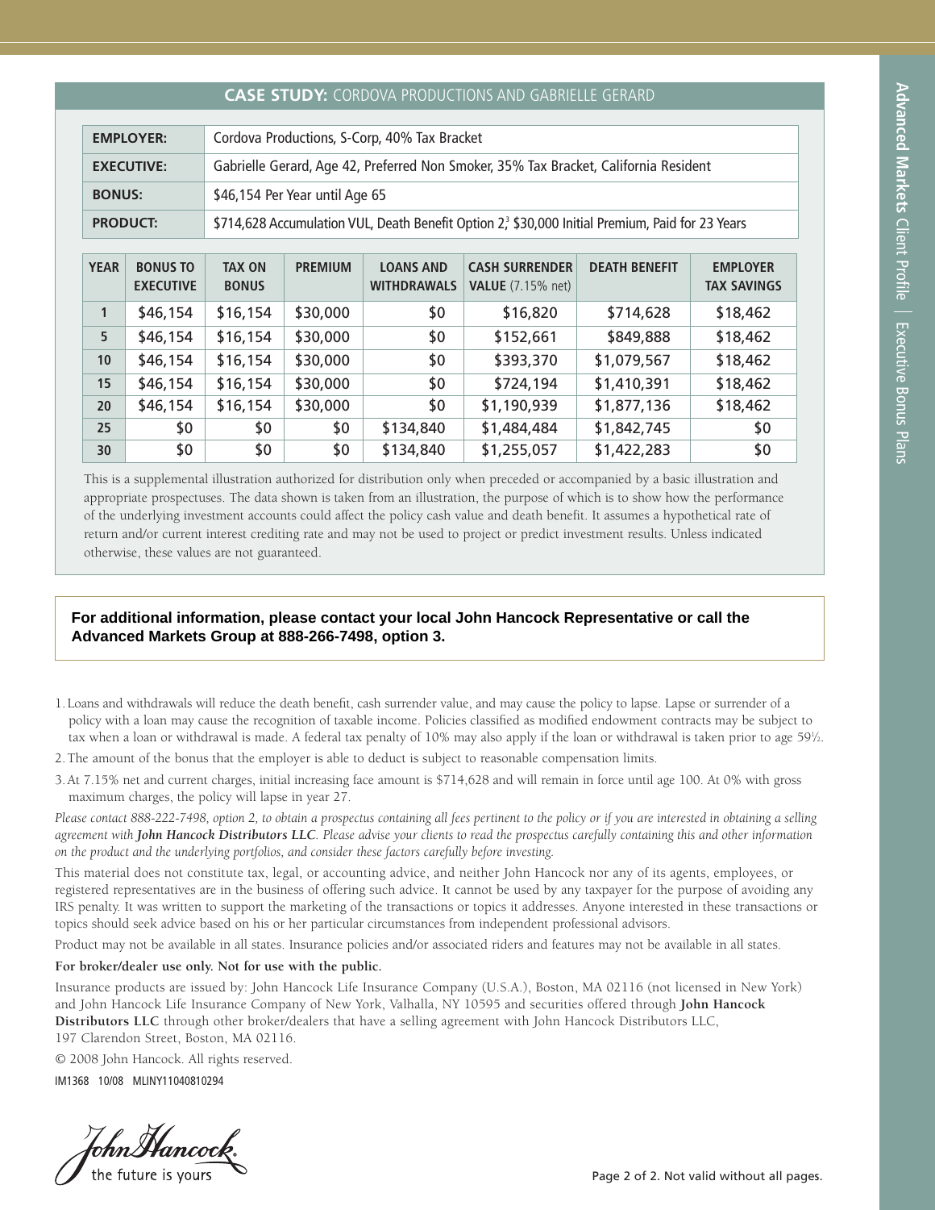## **CASE STUDY:** CORDOVA PRODUCTIONS AND GABRIELLE GERARD

| | |
|---|---|
| **EMPLOYER:** | Cordova Productions, S-Corp, 40% Tax Bracket |
| **EXECUTIVE:** | Gabrielle Gerard, Age 42, Preferred Non Smoker, 35% Tax Bracket, California Resident |
| **BONUS:** | $46,154 Per Year until Age 65 |
| **PRODUCT:** | $714,628 Accumulation VUL, Death Benefit Option 2,[3] $30,000 Initial Premium, Paid for 23 Years |

| YEAR | BONUS TO EXECUTIVE | TAX ON BONUS | PREMIUM | LOANS AND WITHDRAWALS | CASH SURRENDER VALUE (7.15% net) | DEATH BENEFIT | EMPLOYER TAX SAVINGS |
|---|---|---|---|---|---|---|---|
| 1 | $46,154 | $16,154 | $30,000 | $0 | $16,820 | $714,628 | $18,462 |
| 5 | $46,154 | $16,154 | $30,000 | $0 | $152,661 | $849,888 | $18,462 |
| 10 | $46,154 | $16,154 | $30,000 | $0 | $393,370 | $1,079,567 | $18,462 |
| 15 | $46,154 | $16,154 | $30,000 | $0 | $724,194 | $1,410,391 | $18,462 |
| 20 | $46,154 | $16,154 | $30,000 | $0 | $1,190,939 | $1,877,136 | $18,462 |
| 25 | $0 | $0 | $0 | $134,840 | $1,484,484 | $1,842,745 | $0 |
| 30 | $0 | $0 | $0 | $134,840 | $1,255,057 | $1,422,283 | $0 |

This is a supplemental illustration authorized for distribution only when preceded or accompanied by a basic illustration and appropriate prospectuses. The data shown is taken from an illustration, the purpose of which is to show how the performance of the underlying investment accounts could affect the policy cash value and death benefit. It assumes a hypothetical rate of return and/or current interest crediting rate and may not be used to project or predict investment results. Unless indicated otherwise, these values are not guaranteed.

**For additional information, please contact your local John Hancock Representative or call the Advanced Markets Group at 888-266-7498, option 3.**

1. Loans and withdrawals will reduce the death benefit, cash surrender value, and may cause the policy to lapse. Lapse or surrender of a policy with a loan may cause the recognition of taxable income. Policies classified as modified endowment contracts may be subject to tax when a loan or withdrawal is made. A federal tax penalty of 10% may also apply if the loan or withdrawal is taken prior to age 59½.
2. The amount of the bonus that the employer is able to deduct is subject to reasonable compensation limits.
3. At 7.15% net and current charges, initial increasing face amount is $714,628 and will remain in force until age 100. At 0% with gross maximum charges, the policy will lapse in year 27.

*Please contact 888-222-7498, option 2, to obtain a prospectus containing all fees pertinent to the policy or if you are interested in obtaining a selling agreement with **John Hancock Distributors LLC**. Please advise your clients to read the prospectus carefully containing this and other information on the product and the underlying portfolios, and consider these factors carefully before investing.*

This material does not constitute tax, legal, or accounting advice, and neither John Hancock nor any of its agents, employees, or registered representatives are in the business of offering such advice. It cannot be used by any taxpayer for the purpose of avoiding any IRS penalty. It was written to support the marketing of the transactions or topics it addresses. Anyone interested in these transactions or topics should seek advice based on his or her particular circumstances from independent professional advisors.

Product may not be available in all states. Insurance policies and/or associated riders and features may not be available in all states.

**For broker/dealer use only. Not for use with the public.**

Insurance products are issued by: John Hancock Life Insurance Company (U.S.A.), Boston, MA 02116 (not licensed in New York) and John Hancock Life Insurance Company of New York, Valhalla, NY 10595 and securities offered through **John Hancock Distributors LLC** through other broker/dealers that have a selling agreement with John Hancock Distributors LLC, 197 Clarendon Street, Boston, MA 02116.

© 2008 John Hancock. All rights reserved.

IM1368 10/08 MLINY11040810294

John Hancock
the future is yours